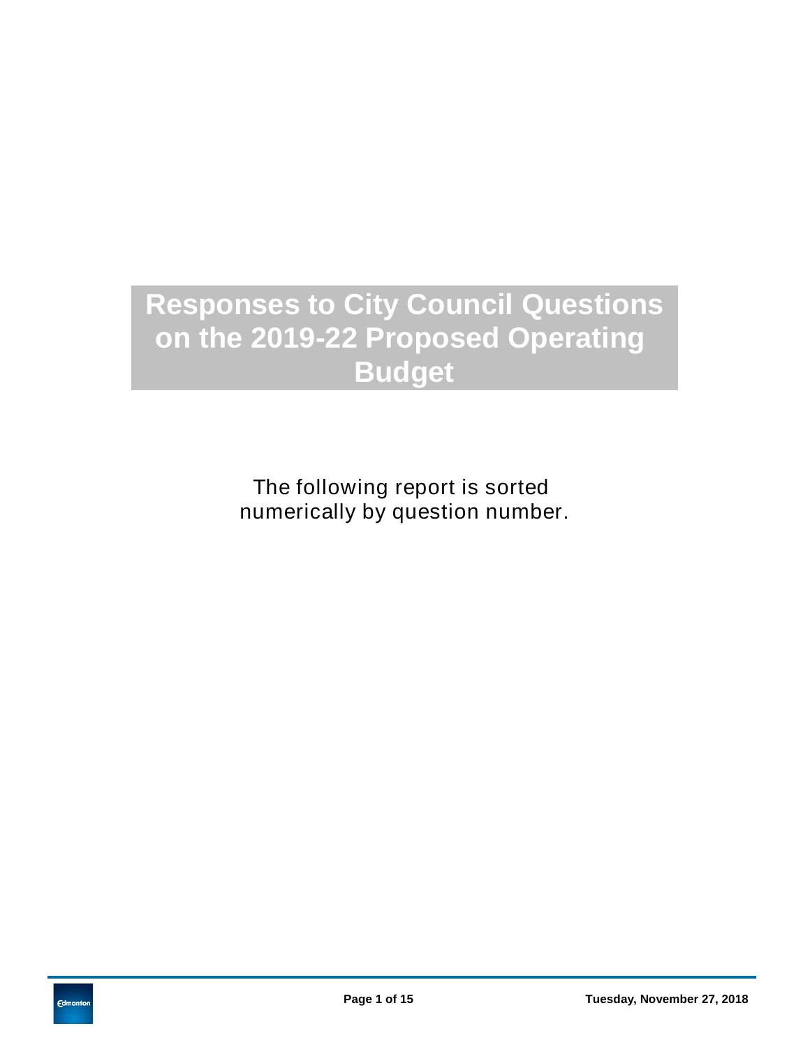# Responses to City Council Questions on the 2019-22 Proposed Operating Budget

The following report is sorted numerically by question number.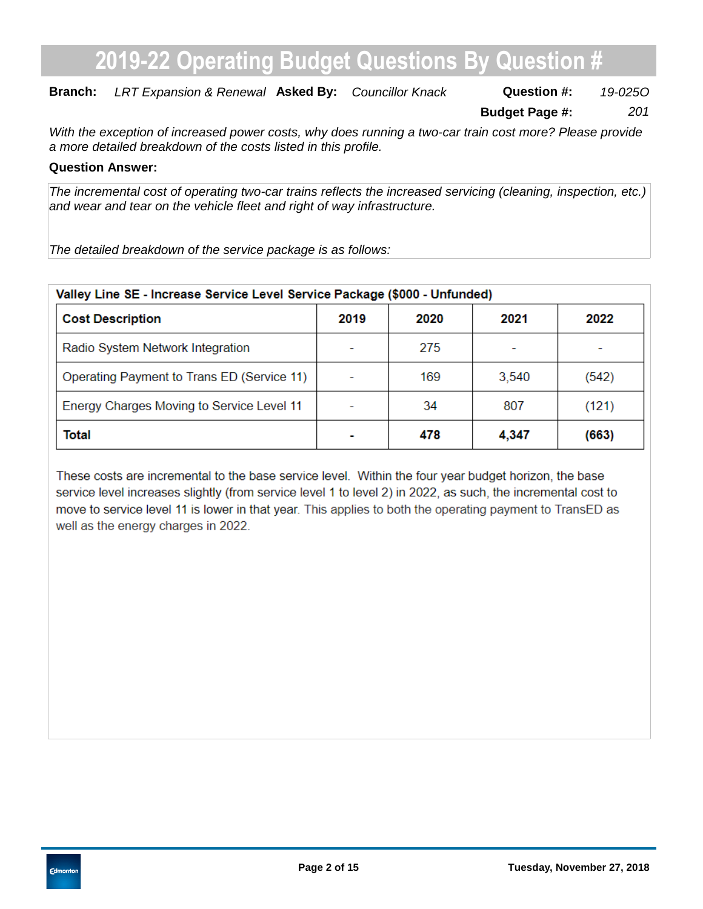# 2019-22 Operating Budget Questions By Question #

**Branch:** *LRT Expansion & Renewal* **Asked By:** *Councillor Knack* **Question #:** *19-025O*

**Budget Page #:** *201*

*With the exception of increased power costs, why does running a two-car train cost more? Please provide a more detailed breakdown of the costs listed in this profile.*

**Question Answer:**

*The incremental cost of operating two-car trains reflects the increased servicing (cleaning, inspection, etc.) and wear and tear on the vehicle fleet and right of way infrastructure.*

*The detailed breakdown of the service package is as follows:*

**Valley Line SE - Increase Service Level Service Package ($000 - Unfunded)**

| Cost Description | 2019 | 2020 | 2021 | 2022 |
|---|---|---|---|---|
| Radio System Network Integration | - | 275 | - | - |
| Operating Payment to Trans ED (Service 11) | - | 169 | 3,540 | (542) |
| Energy Charges Moving to Service Level 11 | - | 34 | 807 | (121) |
| **Total** | **-** | **478** | **4,347** | **(663)** |

These costs are incremental to the base service level. Within the four year budget horizon, the base service level increases slightly (from service level 1 to level 2) in 2022, as such, the incremental cost to move to service level 11 is lower in that year. This applies to both the operating payment to TransED as well as the energy charges in 2022.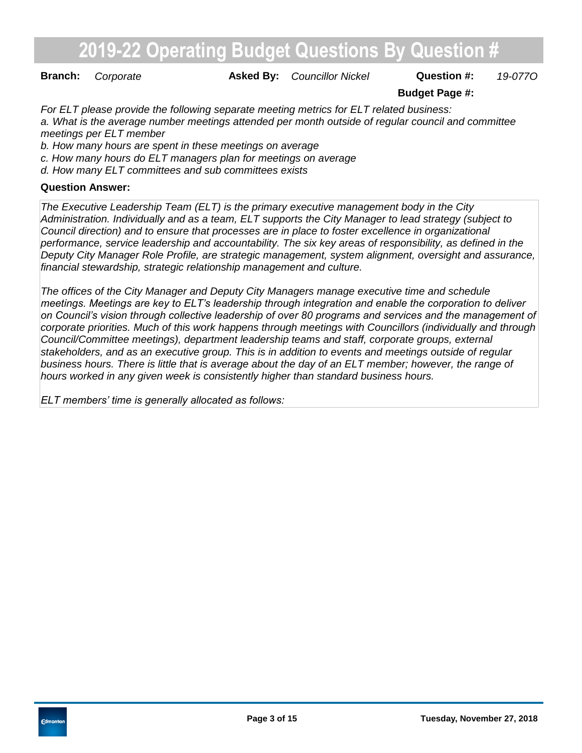# 2019-22 Operating Budget Questions By Question #

**Branch:** *Corporate* **Asked By:** *Councillor Nickel* **Question #:** *19-077O*

**Budget Page #:**

*For ELT please provide the following separate meeting metrics for ELT related business:*
*a. What is the average number meetings attended per month outside of regular council and committee meetings per ELT member*
*b. How many hours are spent in these meetings on average*
*c. How many hours do ELT managers plan for meetings on average*
*d. How many ELT committees and sub committees exists*

**Question Answer:**

*The Executive Leadership Team (ELT) is the primary executive management body in the City Administration. Individually and as a team, ELT supports the City Manager to lead strategy (subject to Council direction) and to ensure that processes are in place to foster excellence in organizational performance, service leadership and accountability. The six key areas of responsibility, as defined in the Deputy City Manager Role Profile, are strategic management, system alignment, oversight and assurance, financial stewardship, strategic relationship management and culture.*

*The offices of the City Manager and Deputy City Managers manage executive time and schedule meetings. Meetings are key to ELT's leadership through integration and enable the corporation to deliver on Council's vision through collective leadership of over 80 programs and services and the management of corporate priorities. Much of this work happens through meetings with Councillors (individually and through Council/Committee meetings), department leadership teams and staff, corporate groups, external stakeholders, and as an executive group. This is in addition to events and meetings outside of regular business hours. There is little that is average about the day of an ELT member; however, the range of hours worked in any given week is consistently higher than standard business hours.*

*ELT members' time is generally allocated as follows:*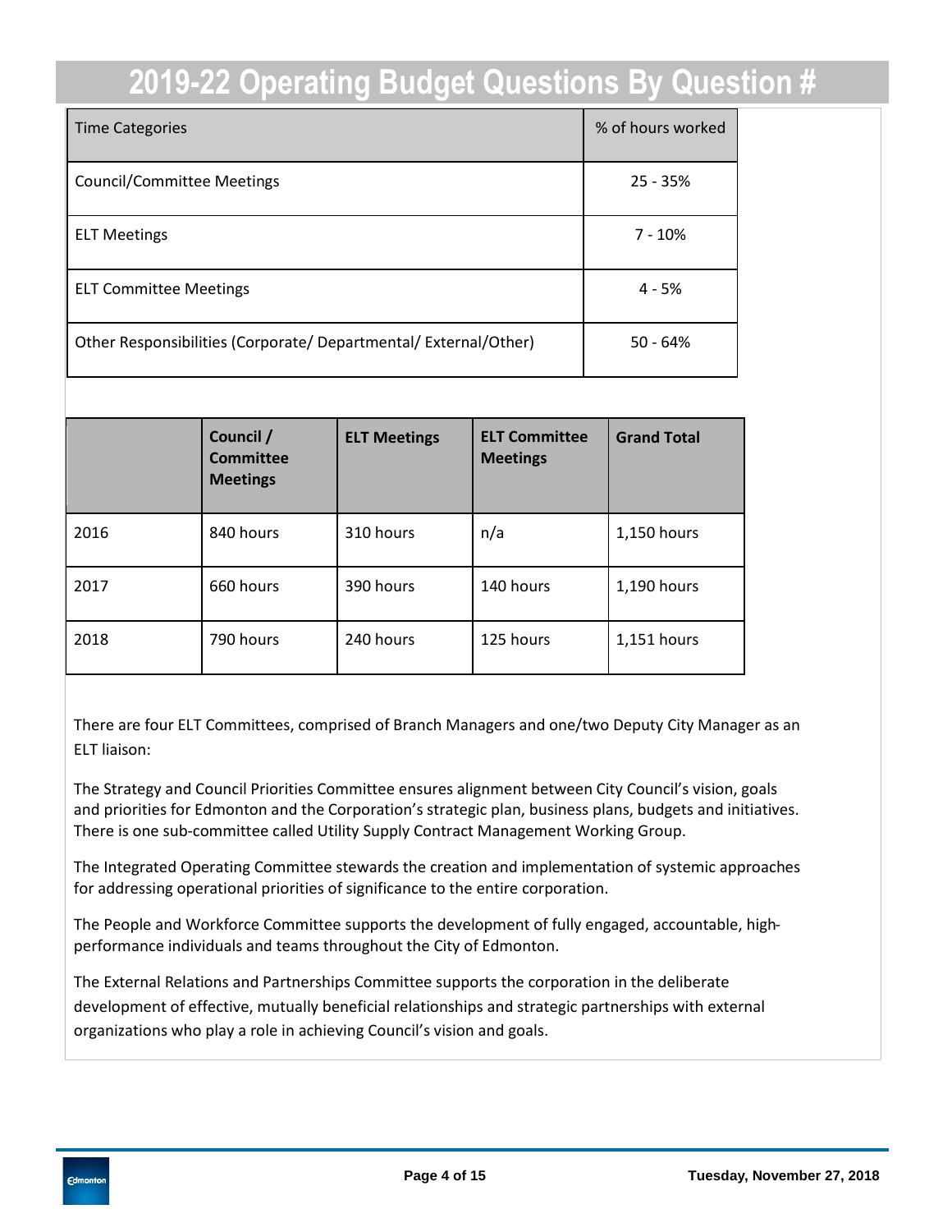# 2019-22 Operating Budget Questions By Question #

| Time Categories | % of hours worked |
|---|---|
| Council/Committee Meetings | 25 - 35% |
| ELT Meetings | 7 - 10% |
| ELT Committee Meetings | 4 - 5% |
| Other Responsibilities (Corporate/ Departmental/ External/Other) | 50 - 64% |

| | Council / Committee Meetings | ELT Meetings | ELT Committee Meetings | Grand Total |
|---|---|---|---|---|
| 2016 | 840 hours | 310 hours | n/a | 1,150 hours |
| 2017 | 660 hours | 390 hours | 140 hours | 1,190 hours |
| 2018 | 790 hours | 240 hours | 125 hours | 1,151 hours |

There are four ELT Committees, comprised of Branch Managers and one/two Deputy City Manager as an ELT liaison:

The Strategy and Council Priorities Committee ensures alignment between City Council's vision, goals and priorities for Edmonton and the Corporation's strategic plan, business plans, budgets and initiatives. There is one sub-committee called Utility Supply Contract Management Working Group.

The Integrated Operating Committee stewards the creation and implementation of systemic approaches for addressing operational priorities of significance to the entire corporation.

The People and Workforce Committee supports the development of fully engaged, accountable, high-performance individuals and teams throughout the City of Edmonton.

The External Relations and Partnerships Committee supports the corporation in the deliberate development of effective, mutually beneficial relationships and strategic partnerships with external organizations who play a role in achieving Council's vision and goals.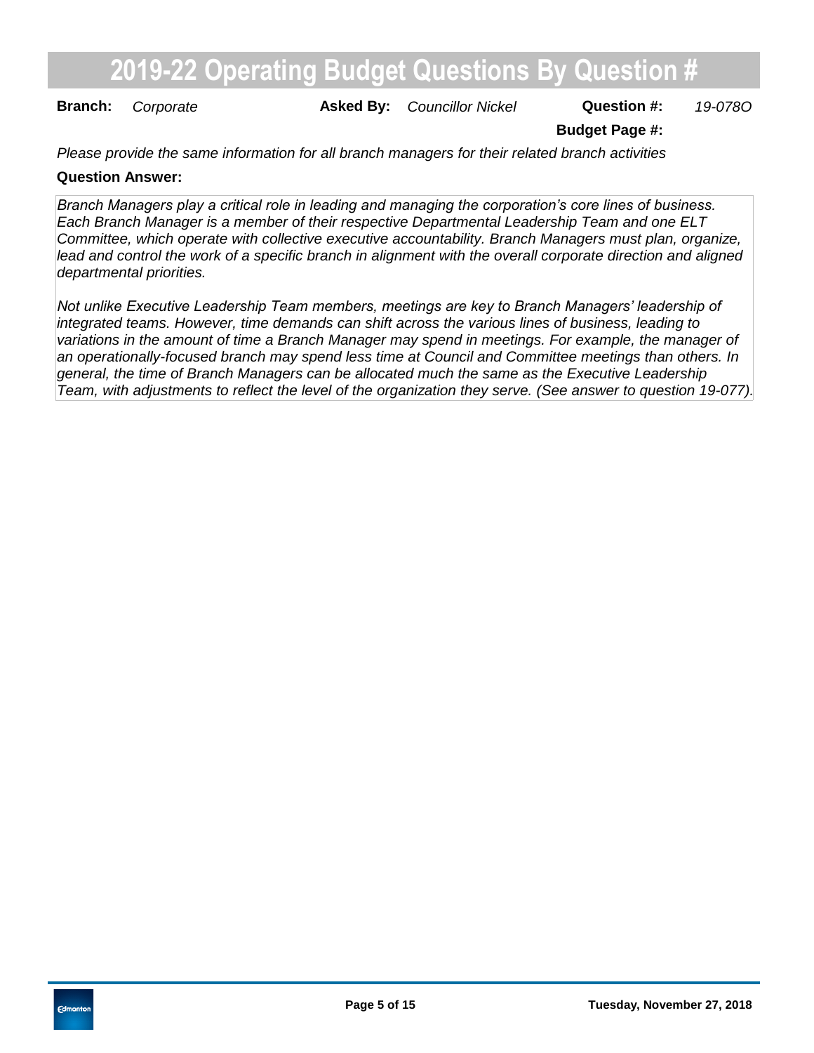# 2019-22 Operating Budget Questions By Question #

**Branch:** *Corporate* **Asked By:** *Councillor Nickel* **Question #:** *19-078O*

**Budget Page #:**

*Please provide the same information for all branch managers for their related branch activities*

**Question Answer:**

*Branch Managers play a critical role in leading and managing the corporation's core lines of business. Each Branch Manager is a member of their respective Departmental Leadership Team and one ELT Committee, which operate with collective executive accountability. Branch Managers must plan, organize, lead and control the work of a specific branch in alignment with the overall corporate direction and aligned departmental priorities.*

*Not unlike Executive Leadership Team members, meetings are key to Branch Managers' leadership of integrated teams. However, time demands can shift across the various lines of business, leading to variations in the amount of time a Branch Manager may spend in meetings. For example, the manager of an operationally-focused branch may spend less time at Council and Committee meetings than others. In general, the time of Branch Managers can be allocated much the same as the Executive Leadership Team, with adjustments to reflect the level of the organization they serve. (See answer to question 19-077).*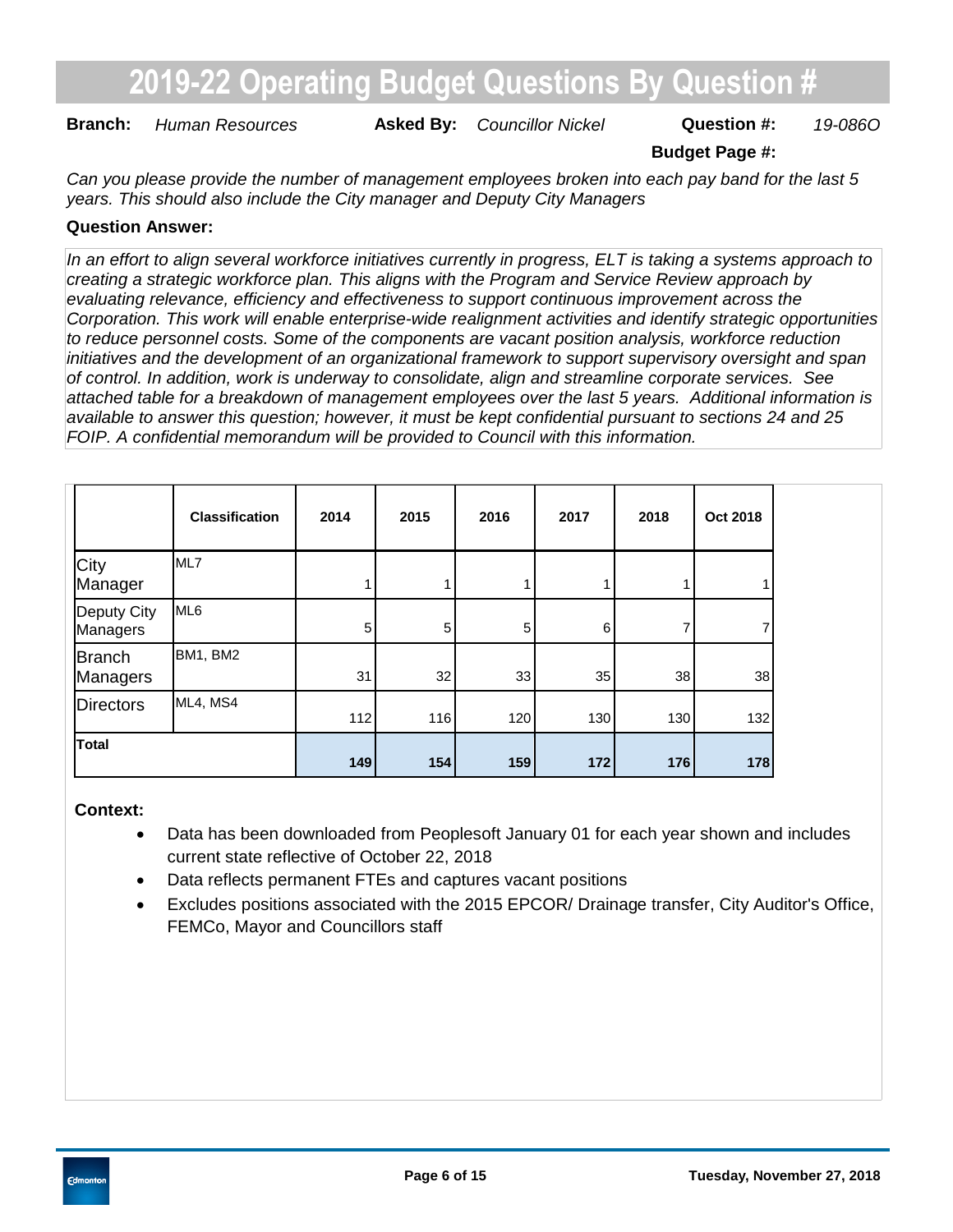# 2019-22 Operating Budget Questions By Question #

**Branch:** *Human Resources* **Asked By:** *Councillor Nickel* **Question #:** *19-086O*

**Budget Page #:**

*Can you please provide the number of management employees broken into each pay band for the last 5 years. This should also include the City manager and Deputy City Managers*

**Question Answer:**

*In an effort to align several workforce initiatives currently in progress, ELT is taking a systems approach to creating a strategic workforce plan. This aligns with the Program and Service Review approach by evaluating relevance, efficiency and effectiveness to support continuous improvement across the Corporation. This work will enable enterprise-wide realignment activities and identify strategic opportunities to reduce personnel costs. Some of the components are vacant position analysis, workforce reduction initiatives and the development of an organizational framework to support supervisory oversight and span of control. In addition, work is underway to consolidate, align and streamline corporate services. See attached table for a breakdown of management employees over the last 5 years. Additional information is available to answer this question; however, it must be kept confidential pursuant to sections 24 and 25 FOIP. A confidential memorandum will be provided to Council with this information.*

| | Classification | 2014 | 2015 | 2016 | 2017 | 2018 | Oct 2018 |
|---|---|---|---|---|---|---|---|
| City Manager | ML7 | 1 | 1 | 1 | 1 | 1 | 1 |
| Deputy City Managers | ML6 | 5 | 5 | 5 | 6 | 7 | 7 |
| Branch Managers | BM1, BM2 | 31 | 32 | 33 | 35 | 38 | 38 |
| Directors | ML4, MS4 | 112 | 116 | 120 | 130 | 130 | 132 |
| **Total** | | **149** | **154** | **159** | **172** | **176** | **178** |

**Context:**

- Data has been downloaded from Peoplesoft January 01 for each year shown and includes current state reflective of October 22, 2018
- Data reflects permanent FTEs and captures vacant positions
- Excludes positions associated with the 2015 EPCOR/ Drainage transfer, City Auditor's Office, FEMCo, Mayor and Councillors staff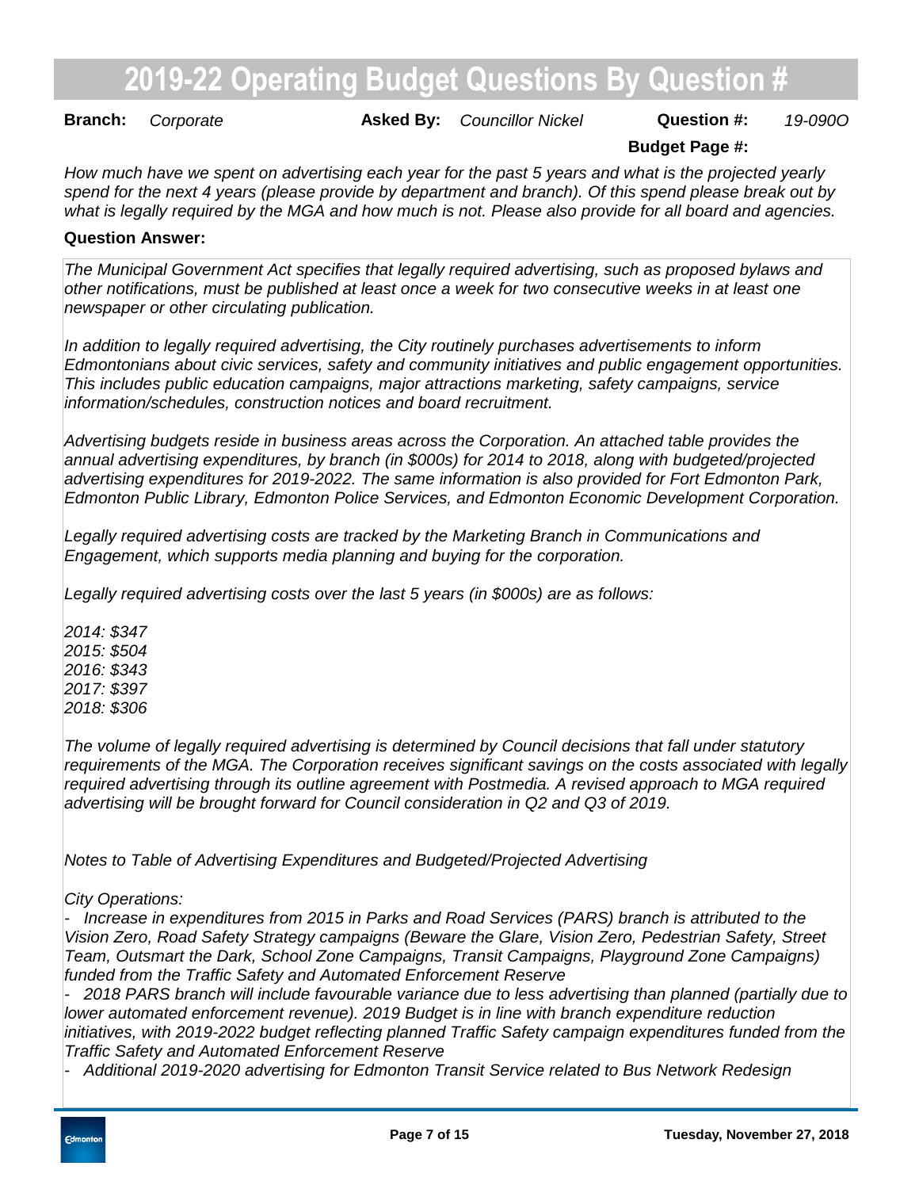# 2019-22 Operating Budget Questions By Question #

**Branch:** *Corporate* **Asked By:** *Councillor Nickel* **Question #:** *19-090O*

**Budget Page #:**

*How much have we spent on advertising each year for the past 5 years and what is the projected yearly spend for the next 4 years (please provide by department and branch). Of this spend please break out by what is legally required by the MGA and how much is not. Please also provide for all board and agencies.*

**Question Answer:**

*The Municipal Government Act specifies that legally required advertising, such as proposed bylaws and other notifications, must be published at least once a week for two consecutive weeks in at least one newspaper or other circulating publication.*

*In addition to legally required advertising, the City routinely purchases advertisements to inform Edmontonians about civic services, safety and community initiatives and public engagement opportunities. This includes public education campaigns, major attractions marketing, safety campaigns, service information/schedules, construction notices and board recruitment.*

*Advertising budgets reside in business areas across the Corporation. An attached table provides the annual advertising expenditures, by branch (in $000s) for 2014 to 2018, along with budgeted/projected advertising expenditures for 2019-2022. The same information is also provided for Fort Edmonton Park, Edmonton Public Library, Edmonton Police Services, and Edmonton Economic Development Corporation.*

*Legally required advertising costs are tracked by the Marketing Branch in Communications and Engagement, which supports media planning and buying for the corporation.*

*Legally required advertising costs over the last 5 years (in $000s) are as follows:*

*2014: $347*
*2015: $504*
*2016: $343*
*2017: $397*
*2018: $306*

*The volume of legally required advertising is determined by Council decisions that fall under statutory requirements of the MGA. The Corporation receives significant savings on the costs associated with legally required advertising through its outline agreement with Postmedia. A revised approach to MGA required advertising will be brought forward for Council consideration in Q2 and Q3 of 2019.*

*Notes to Table of Advertising Expenditures and Budgeted/Projected Advertising*

*City Operations:*

- *Increase in expenditures from 2015 in Parks and Road Services (PARS) branch is attributed to the Vision Zero, Road Safety Strategy campaigns (Beware the Glare, Vision Zero, Pedestrian Safety, Street Team, Outsmart the Dark, School Zone Campaigns, Transit Campaigns, Playground Zone Campaigns) funded from the Traffic Safety and Automated Enforcement Reserve*
- *2018 PARS branch will include favourable variance due to less advertising than planned (partially due to lower automated enforcement revenue). 2019 Budget is in line with branch expenditure reduction initiatives, with 2019-2022 budget reflecting planned Traffic Safety campaign expenditures funded from the Traffic Safety and Automated Enforcement Reserve*
- *Additional 2019-2020 advertising for Edmonton Transit Service related to Bus Network Redesign*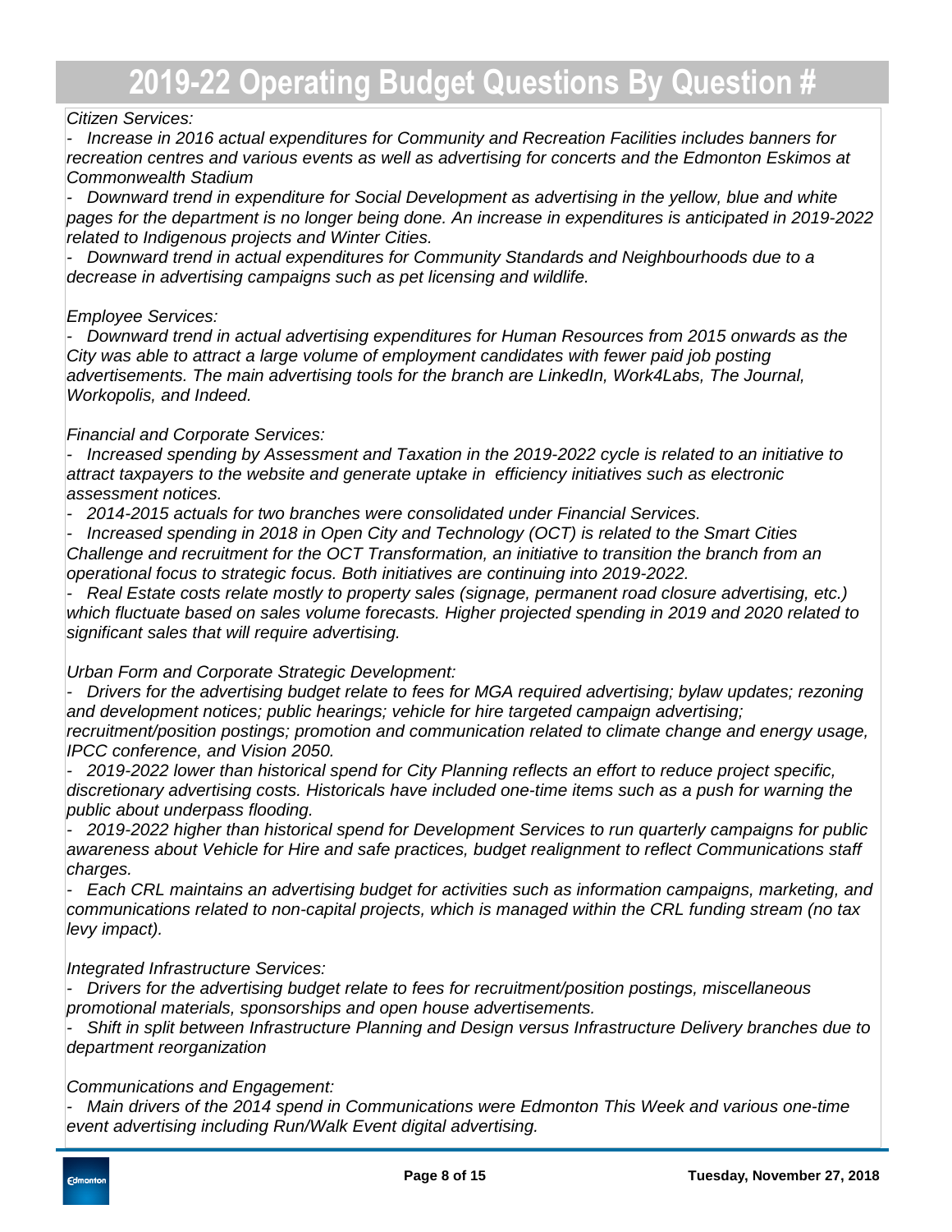*Citizen Services:*

*- Increase in 2016 actual expenditures for Community and Recreation Facilities includes banners for recreation centres and various events as well as advertising for concerts and the Edmonton Eskimos at Commonwealth Stadium*

*- Downward trend in expenditure for Social Development as advertising in the yellow, blue and white pages for the department is no longer being done. An increase in expenditures is anticipated in 2019-2022 related to Indigenous projects and Winter Cities.*

*- Downward trend in actual expenditures for Community Standards and Neighbourhoods due to a decrease in advertising campaigns such as pet licensing and wildlife.*

*Employee Services:*

*- Downward trend in actual advertising expenditures for Human Resources from 2015 onwards as the City was able to attract a large volume of employment candidates with fewer paid job posting advertisements. The main advertising tools for the branch are LinkedIn, Work4Labs, The Journal, Workopolis, and Indeed.*

*Financial and Corporate Services:*

*- Increased spending by Assessment and Taxation in the 2019-2022 cycle is related to an initiative to attract taxpayers to the website and generate uptake in efficiency initiatives such as electronic assessment notices.*

*- 2014-2015 actuals for two branches were consolidated under Financial Services.*

*- Increased spending in 2018 in Open City and Technology (OCT) is related to the Smart Cities Challenge and recruitment for the OCT Transformation, an initiative to transition the branch from an operational focus to strategic focus. Both initiatives are continuing into 2019-2022.*

*- Real Estate costs relate mostly to property sales (signage, permanent road closure advertising, etc.) which fluctuate based on sales volume forecasts. Higher projected spending in 2019 and 2020 related to significant sales that will require advertising.*

*Urban Form and Corporate Strategic Development:*

*- Drivers for the advertising budget relate to fees for MGA required advertising; bylaw updates; rezoning and development notices; public hearings; vehicle for hire targeted campaign advertising; recruitment/position postings; promotion and communication related to climate change and energy usage, IPCC conference, and Vision 2050.*

*- 2019-2022 lower than historical spend for City Planning reflects an effort to reduce project specific, discretionary advertising costs. Historicals have included one-time items such as a push for warning the public about underpass flooding.*

*- 2019-2022 higher than historical spend for Development Services to run quarterly campaigns for public awareness about Vehicle for Hire and safe practices, budget realignment to reflect Communications staff charges.*

*- Each CRL maintains an advertising budget for activities such as information campaigns, marketing, and communications related to non-capital projects, which is managed within the CRL funding stream (no tax levy impact).*

*Integrated Infrastructure Services:*

*- Drivers for the advertising budget relate to fees for recruitment/position postings, miscellaneous promotional materials, sponsorships and open house advertisements.*

*- Shift in split between Infrastructure Planning and Design versus Infrastructure Delivery branches due to department reorganization*

*Communications and Engagement:*

*- Main drivers of the 2014 spend in Communications were Edmonton This Week and various one-time event advertising including Run/Walk Event digital advertising.*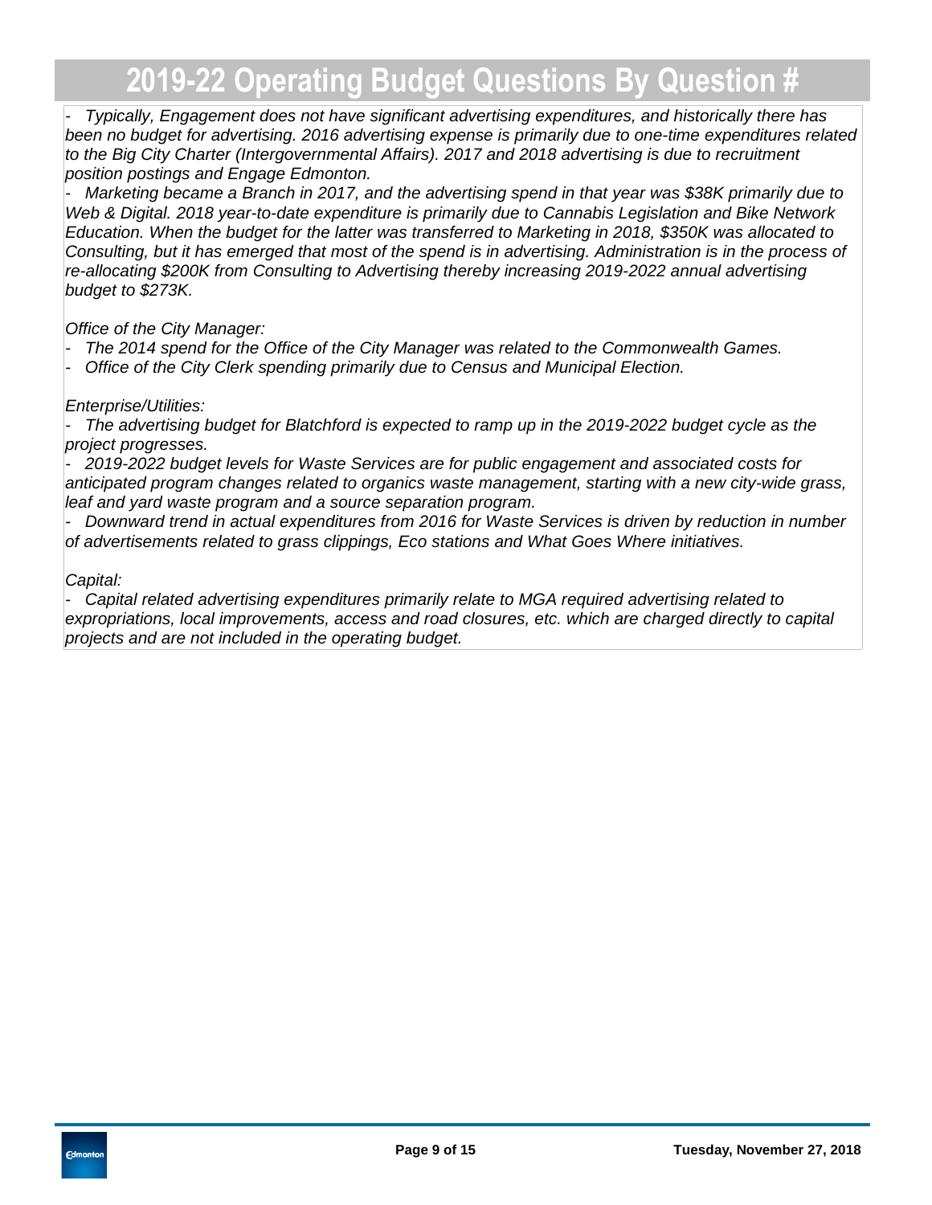*- Typically, Engagement does not have significant advertising expenditures, and historically there has been no budget for advertising. 2016 advertising expense is primarily due to one-time expenditures related to the Big City Charter (Intergovernmental Affairs). 2017 and 2018 advertising is due to recruitment position postings and Engage Edmonton.*

*- Marketing became a Branch in 2017, and the advertising spend in that year was $38K primarily due to Web & Digital. 2018 year-to-date expenditure is primarily due to Cannabis Legislation and Bike Network Education. When the budget for the latter was transferred to Marketing in 2018, $350K was allocated to Consulting, but it has emerged that most of the spend is in advertising. Administration is in the process of re-allocating $200K from Consulting to Advertising thereby increasing 2019-2022 annual advertising budget to $273K.*

*Office of the City Manager:*

*- The 2014 spend for the Office of the City Manager was related to the Commonwealth Games.*

*- Office of the City Clerk spending primarily due to Census and Municipal Election.*

*Enterprise/Utilities:*

*- The advertising budget for Blatchford is expected to ramp up in the 2019-2022 budget cycle as the project progresses.*

*- 2019-2022 budget levels for Waste Services are for public engagement and associated costs for anticipated program changes related to organics waste management, starting with a new city-wide grass, leaf and yard waste program and a source separation program.*

*- Downward trend in actual expenditures from 2016 for Waste Services is driven by reduction in number of advertisements related to grass clippings, Eco stations and What Goes Where initiatives.*

*Capital:*

*- Capital related advertising expenditures primarily relate to MGA required advertising related to expropriations, local improvements, access and road closures, etc. which are charged directly to capital projects and are not included in the operating budget.*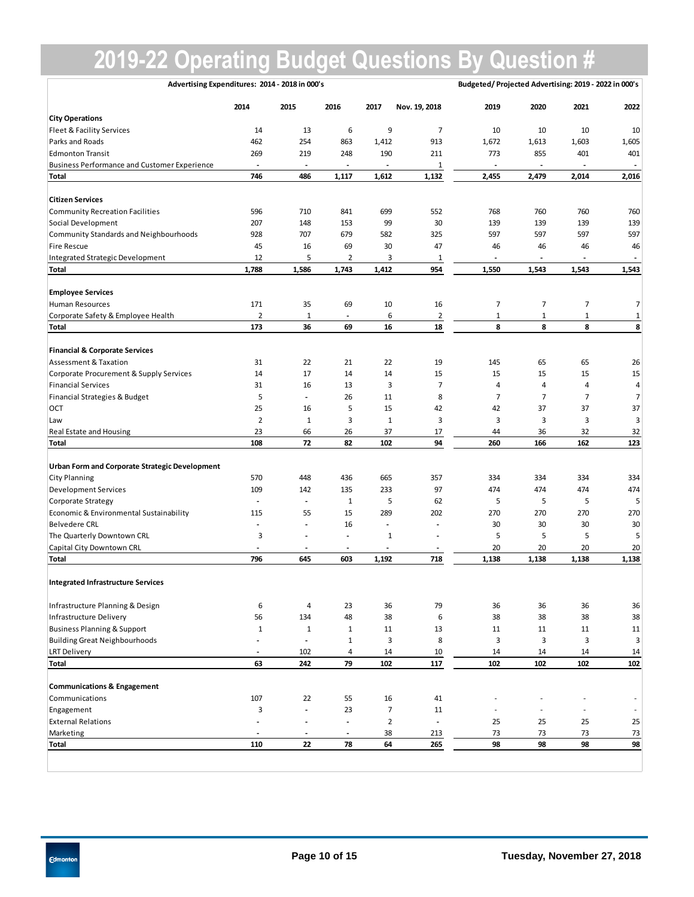# 2019-22 Operating Budget Questions By Question #

| | Advertising Expenditures: 2014 - 2018 in 000's | | | | | Budgeted/ Projected Advertising: 2019 - 2022 in 000's | | | |
|---|---|---|---|---|---|---|---|---|---|
| | 2014 | 2015 | 2016 | 2017 | Nov. 19, 2018 | 2019 | 2020 | 2021 | 2022 |
| **City Operations** | | | | | | | | | |
| Fleet & Facility Services | 14 | 13 | 6 | 9 | 7 | 10 | 10 | 10 | 10 |
| Parks and Roads | 462 | 254 | 863 | 1,412 | 913 | 1,672 | 1,613 | 1,603 | 1,605 |
| Edmonton Transit | 269 | 219 | 248 | 190 | 211 | 773 | 855 | 401 | 401 |
| Business Performance and Customer Experience | - | - | - | - | 1 | - | - | - | - |
| **Total** | **746** | **486** | **1,117** | **1,612** | **1,132** | **2,455** | **2,479** | **2,014** | **2,016** |
| **Citizen Services** | | | | | | | | | |
| Community Recreation Facilities | 596 | 710 | 841 | 699 | 552 | 768 | 760 | 760 | 760 |
| Social Development | 207 | 148 | 153 | 99 | 30 | 139 | 139 | 139 | 139 |
| Community Standards and Neighbourhoods | 928 | 707 | 679 | 582 | 325 | 597 | 597 | 597 | 597 |
| Fire Rescue | 45 | 16 | 69 | 30 | 47 | 46 | 46 | 46 | 46 |
| Integrated Strategic Development | 12 | 5 | 2 | 3 | 1 | - | - | - | - |
| **Total** | **1,788** | **1,586** | **1,743** | **1,412** | **954** | **1,550** | **1,543** | **1,543** | **1,543** |
| **Employee Services** | | | | | | | | | |
| Human Resources | 171 | 35 | 69 | 10 | 16 | 7 | 7 | 7 | 7 |
| Corporate Safety & Employee Health | 2 | 1 | - | 6 | 2 | 1 | 1 | 1 | 1 |
| **Total** | **173** | **36** | **69** | **16** | **18** | **8** | **8** | **8** | **8** |
| **Financial & Corporate Services** | | | | | | | | | |
| Assessment & Taxation | 31 | 22 | 21 | 22 | 19 | 145 | 65 | 65 | 26 |
| Corporate Procurement & Supply Services | 14 | 17 | 14 | 14 | 15 | 15 | 15 | 15 | 15 |
| Financial Services | 31 | 16 | 13 | 3 | 7 | 4 | 4 | 4 | 4 |
| Financial Strategies & Budget | 5 | - | 26 | 11 | 8 | 7 | 7 | 7 | 7 |
| OCT | 25 | 16 | 5 | 15 | 42 | 42 | 37 | 37 | 37 |
| Law | 2 | 1 | 3 | 1 | 3 | 3 | 3 | 3 | 3 |
| Real Estate and Housing | 23 | 66 | 26 | 37 | 17 | 44 | 36 | 32 | 32 |
| **Total** | **108** | **72** | **82** | **102** | **94** | **260** | **166** | **162** | **123** |
| **Urban Form and Corporate Strategic Development** | | | | | | | | | |
| City Planning | 570 | 448 | 436 | 665 | 357 | 334 | 334 | 334 | 334 |
| Development Services | 109 | 142 | 135 | 233 | 97 | 474 | 474 | 474 | 474 |
| Corporate Strategy | - | - | 1 | 5 | 62 | 5 | 5 | 5 | 5 |
| Economic & Environmental Sustainability | 115 | 55 | 15 | 289 | 202 | 270 | 270 | 270 | 270 |
| Belvedere CRL | - | - | 16 | - | - | 30 | 30 | 30 | 30 |
| The Quarterly Downtown CRL | 3 | - | - | 1 | - | 5 | 5 | 5 | 5 |
| Capital City Downtown CRL | - | - | - | - | - | 20 | 20 | 20 | 20 |
| **Total** | **796** | **645** | **603** | **1,192** | **718** | **1,138** | **1,138** | **1,138** | **1,138** |
| **Integrated Infrastructure Services** | | | | | | | | | |
| Infrastructure Planning & Design | 6 | 4 | 23 | 36 | 79 | 36 | 36 | 36 | 36 |
| Infrastructure Delivery | 56 | 134 | 48 | 38 | 6 | 38 | 38 | 38 | 38 |
| Business Planning & Support | 1 | 1 | 1 | 11 | 13 | 11 | 11 | 11 | 11 |
| Building Great Neighbourhoods | - | - | 1 | 3 | 8 | 3 | 3 | 3 | 3 |
| LRT Delivery | - | 102 | 4 | 14 | 10 | 14 | 14 | 14 | 14 |
| **Total** | **63** | **242** | **79** | **102** | **117** | **102** | **102** | **102** | **102** |
| **Communications & Engagement** | | | | | | | | | |
| Communications | 107 | 22 | 55 | 16 | 41 | - | - | - | - |
| Engagement | 3 | - | 23 | 7 | 11 | - | - | - | - |
| External Relations | - | - | - | 2 | - | 25 | 25 | 25 | 25 |
| Marketing | - | - | - | 38 | 213 | 73 | 73 | 73 | 73 |
| **Total** | **110** | **22** | **78** | **64** | **265** | **98** | **98** | **98** | **98** |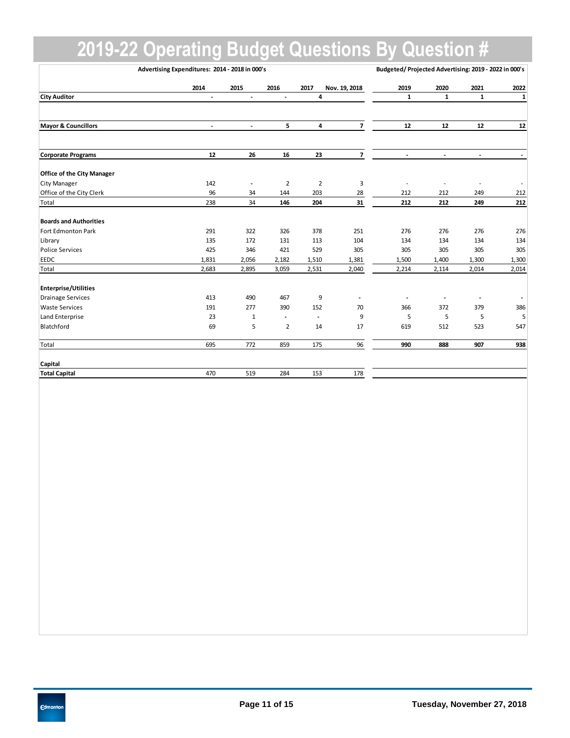# 2019-22 Operating Budget Questions By Question #

| | Advertising Expenditures: 2014 - 2018 in 000's | | | | | Budgeted/ Projected Advertising: 2019 - 2022 in 000's | | | |
|---|---|---|---|---|---|---|---|---|---|
| | 2014 | 2015 | 2016 | 2017 | Nov. 19, 2018 | 2019 | 2020 | 2021 | 2022 |
| **City Auditor** | - | - | - | 4 | | 1 | 1 | 1 | 1 |
| **Mayor & Councillors** | - | - | 5 | 4 | 7 | 12 | 12 | 12 | 12 |
| **Corporate Programs** | 12 | 26 | 16 | 23 | 7 | - | - | - | - |
| **Office of the City Manager** | | | | | | | | | |
| City Manager | 142 | - | 2 | 2 | 3 | - | - | - | - |
| Office of the City Clerk | 96 | 34 | 144 | 203 | 28 | 212 | 212 | 249 | 212 |
| Total | 238 | 34 | 146 | 204 | 31 | 212 | 212 | 249 | 212 |
| **Boards and Authorities** | | | | | | | | | |
| Fort Edmonton Park | 291 | 322 | 326 | 378 | 251 | 276 | 276 | 276 | 276 |
| Library | 135 | 172 | 131 | 113 | 104 | 134 | 134 | 134 | 134 |
| Police Services | 425 | 346 | 421 | 529 | 305 | 305 | 305 | 305 | 305 |
| EEDC | 1,831 | 2,056 | 2,182 | 1,510 | 1,381 | 1,500 | 1,400 | 1,300 | 1,300 |
| Total | 2,683 | 2,895 | 3,059 | 2,531 | 2,040 | 2,214 | 2,114 | 2,014 | 2,014 |
| **Enterprise/Utilities** | | | | | | | | | |
| Drainage Services | 413 | 490 | 467 | 9 | - | - | - | - | - |
| Waste Services | 191 | 277 | 390 | 152 | 70 | 366 | 372 | 379 | 386 |
| Land Enterprise | 23 | 1 | - | - | 9 | 5 | 5 | 5 | 5 |
| Blatchford | 69 | 5 | 2 | 14 | 17 | 619 | 512 | 523 | 547 |
| Total | 695 | 772 | 859 | 175 | 96 | 990 | 888 | 907 | 938 |
| **Capital** | | | | | | | | | |
| **Total Capital** | 470 | 519 | 284 | 153 | 178 | | | | |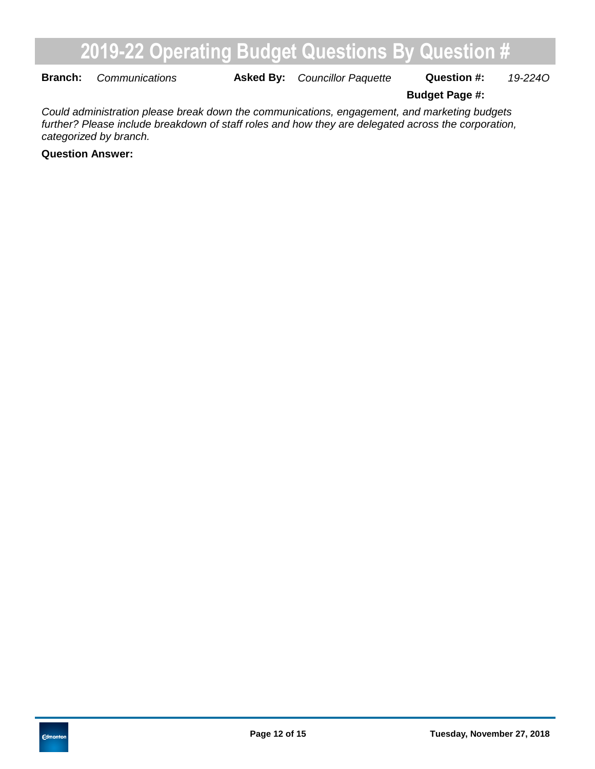# 2019-22 Operating Budget Questions By Question #

**Branch:** *Communications* **Asked By:** *Councillor Paquette* **Question #:** *19-224O*

**Budget Page #:**

*Could administration please break down the communications, engagement, and marketing budgets further? Please include breakdown of staff roles and how they are delegated across the corporation, categorized by branch.*

**Question Answer:**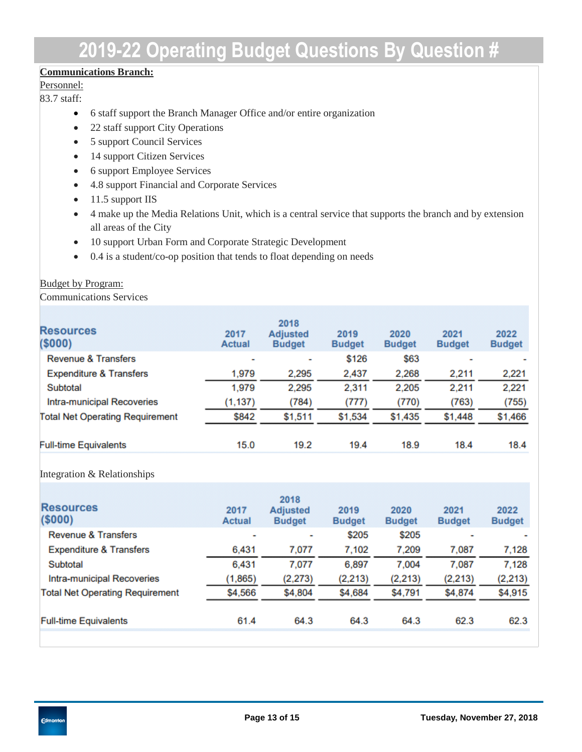# 2019-22 Operating Budget Questions By Question #

**Communications Branch:**

Personnel:

83.7 staff:

- 6 staff support the Branch Manager Office and/or entire organization
- 22 staff support City Operations
- 5 support Council Services
- 14 support Citizen Services
- 6 support Employee Services
- 4.8 support Financial and Corporate Services
- 11.5 support IIS
- 4 make up the Media Relations Unit, which is a central service that supports the branch and by extension all areas of the City
- 10 support Urban Form and Corporate Strategic Development
- 0.4 is a student/co-op position that tends to float depending on needs

Budget by Program:

Communications Services

| Resources ($000) | 2017 Actual | 2018 Adjusted Budget | 2019 Budget | 2020 Budget | 2021 Budget | 2022 Budget |
|---|---|---|---|---|---|---|
| Revenue & Transfers | - | - | $126 | $63 | - | - |
| Expenditure & Transfers | 1,979 | 2,295 | 2,437 | 2,268 | 2,211 | 2,221 |
| Subtotal | 1,979 | 2,295 | 2,311 | 2,205 | 2,211 | 2,221 |
| Intra-municipal Recoveries | (1,137) | (784) | (777) | (770) | (763) | (755) |
| Total Net Operating Requirement | $842 | $1,511 | $1,534 | $1,435 | $1,448 | $1,466 |
| Full-time Equivalents | 15.0 | 19.2 | 19.4 | 18.9 | 18.4 | 18.4 |

Integration & Relationships

| Resources ($000) | 2017 Actual | 2018 Adjusted Budget | 2019 Budget | 2020 Budget | 2021 Budget | 2022 Budget |
|---|---|---|---|---|---|---|
| Revenue & Transfers | - | - | $205 | $205 | - | - |
| Expenditure & Transfers | 6,431 | 7,077 | 7,102 | 7,209 | 7,087 | 7,128 |
| Subtotal | 6,431 | 7,077 | 6,897 | 7,004 | 7,087 | 7,128 |
| Intra-municipal Recoveries | (1,865) | (2,273) | (2,213) | (2,213) | (2,213) | (2,213) |
| Total Net Operating Requirement | $4,566 | $4,804 | $4,684 | $4,791 | $4,874 | $4,915 |
| Full-time Equivalents | 61.4 | 64.3 | 64.3 | 64.3 | 62.3 | 62.3 |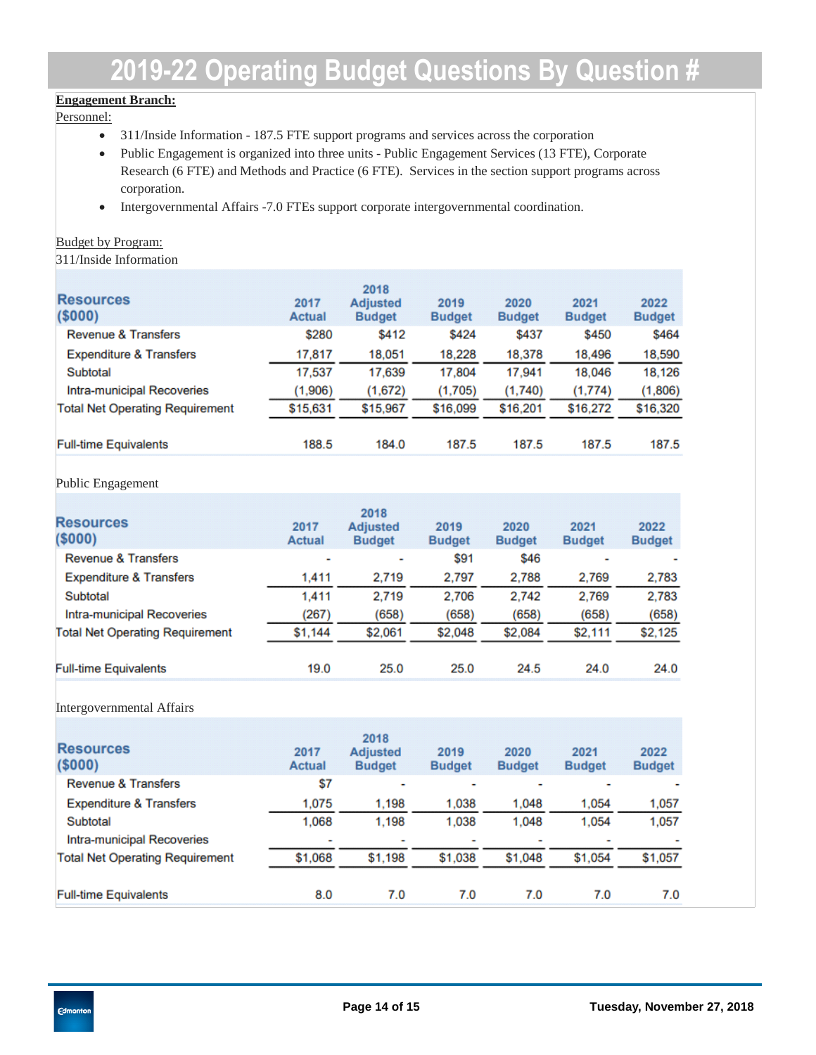# 2019-22 Operating Budget Questions By Question #

**Engagement Branch:**

Personnel:

- 311/Inside Information - 187.5 FTE support programs and services across the corporation
- Public Engagement is organized into three units - Public Engagement Services (13 FTE), Corporate Research (6 FTE) and Methods and Practice (6 FTE). Services in the section support programs across corporation.
- Intergovernmental Affairs -7.0 FTEs support corporate intergovernmental coordination.

Budget by Program:

311/Inside Information

| Resources ($000) | 2017 Actual | 2018 Adjusted Budget | 2019 Budget | 2020 Budget | 2021 Budget | 2022 Budget |
|---|---|---|---|---|---|---|
| Revenue & Transfers | $280 | $412 | $424 | $437 | $450 | $464 |
| Expenditure & Transfers | 17,817 | 18,051 | 18,228 | 18,378 | 18,496 | 18,590 |
| Subtotal | 17,537 | 17,639 | 17,804 | 17,941 | 18,046 | 18,126 |
| Intra-municipal Recoveries | (1,906) | (1,672) | (1,705) | (1,740) | (1,774) | (1,806) |
| Total Net Operating Requirement | $15,631 | $15,967 | $16,099 | $16,201 | $16,272 | $16,320 |
| Full-time Equivalents | 188.5 | 184.0 | 187.5 | 187.5 | 187.5 | 187.5 |

Public Engagement

| Resources ($000) | 2017 Actual | 2018 Adjusted Budget | 2019 Budget | 2020 Budget | 2021 Budget | 2022 Budget |
|---|---|---|---|---|---|---|
| Revenue & Transfers | - | - | $91 | $46 | - | - |
| Expenditure & Transfers | 1,411 | 2,719 | 2,797 | 2,788 | 2,769 | 2,783 |
| Subtotal | 1,411 | 2,719 | 2,706 | 2,742 | 2,769 | 2,783 |
| Intra-municipal Recoveries | (267) | (658) | (658) | (658) | (658) | (658) |
| Total Net Operating Requirement | $1,144 | $2,061 | $2,048 | $2,084 | $2,111 | $2,125 |
| Full-time Equivalents | 19.0 | 25.0 | 25.0 | 24.5 | 24.0 | 24.0 |

Intergovernmental Affairs

| Resources ($000) | 2017 Actual | 2018 Adjusted Budget | 2019 Budget | 2020 Budget | 2021 Budget | 2022 Budget |
|---|---|---|---|---|---|---|
| Revenue & Transfers | $7 | - | - | - | - | - |
| Expenditure & Transfers | 1,075 | 1,198 | 1,038 | 1,048 | 1,054 | 1,057 |
| Subtotal | 1,068 | 1,198 | 1,038 | 1,048 | 1,054 | 1,057 |
| Intra-municipal Recoveries | - | - | - | - | - | - |
| Total Net Operating Requirement | $1,068 | $1,198 | $1,038 | $1,048 | $1,054 | $1,057 |
| Full-time Equivalents | 8.0 | 7.0 | 7.0 | 7.0 | 7.0 | 7.0 |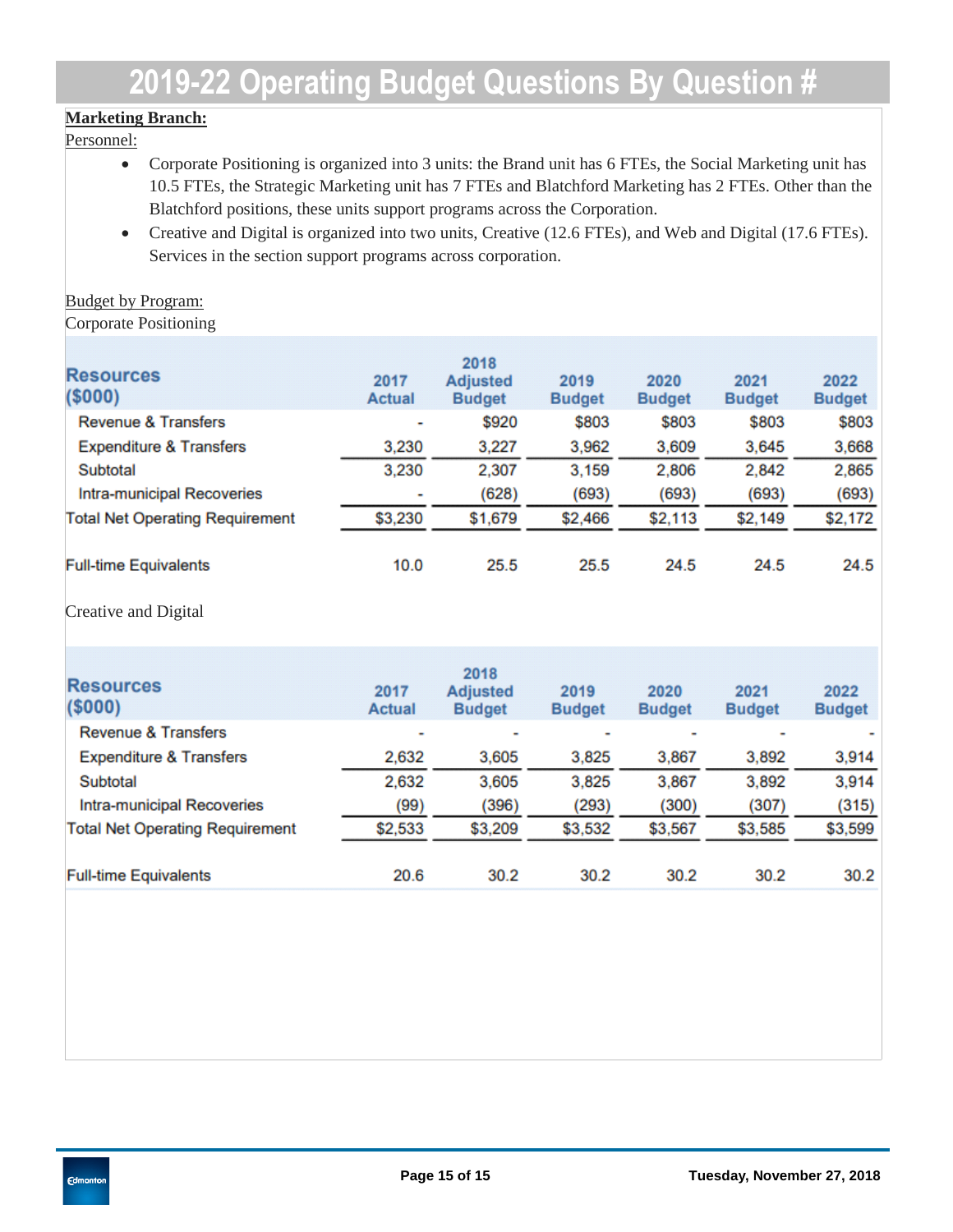**Marketing Branch:**

Personnel:

- Corporate Positioning is organized into 3 units: the Brand unit has 6 FTEs, the Social Marketing unit has 10.5 FTEs, the Strategic Marketing unit has 7 FTEs and Blatchford Marketing has 2 FTEs. Other than the Blatchford positions, these units support programs across the Corporation.
- Creative and Digital is organized into two units, Creative (12.6 FTEs), and Web and Digital (17.6 FTEs). Services in the section support programs across corporation.

Budget by Program:

Corporate Positioning

| Resources ($000) | 2017 Actual | 2018 Adjusted Budget | 2019 Budget | 2020 Budget | 2021 Budget | 2022 Budget |
|---|---|---|---|---|---|---|
| Revenue & Transfers | - | $920 | $803 | $803 | $803 | $803 |
| Expenditure & Transfers | 3,230 | 3,227 | 3,962 | 3,609 | 3,645 | 3,668 |
| Subtotal | 3,230 | 2,307 | 3,159 | 2,806 | 2,842 | 2,865 |
| Intra-municipal Recoveries | - | (628) | (693) | (693) | (693) | (693) |
| Total Net Operating Requirement | $3,230 | $1,679 | $2,466 | $2,113 | $2,149 | $2,172 |
| Full-time Equivalents | 10.0 | 25.5 | 25.5 | 24.5 | 24.5 | 24.5 |

Creative and Digital

| Resources ($000) | 2017 Actual | 2018 Adjusted Budget | 2019 Budget | 2020 Budget | 2021 Budget | 2022 Budget |
|---|---|---|---|---|---|---|
| Revenue & Transfers | - | - | - | - | - | - |
| Expenditure & Transfers | 2,632 | 3,605 | 3,825 | 3,867 | 3,892 | 3,914 |
| Subtotal | 2,632 | 3,605 | 3,825 | 3,867 | 3,892 | 3,914 |
| Intra-municipal Recoveries | (99) | (396) | (293) | (300) | (307) | (315) |
| Total Net Operating Requirement | $2,533 | $3,209 | $3,532 | $3,567 | $3,585 | $3,599 |
| Full-time Equivalents | 20.6 | 30.2 | 30.2 | 30.2 | 30.2 | 30.2 |